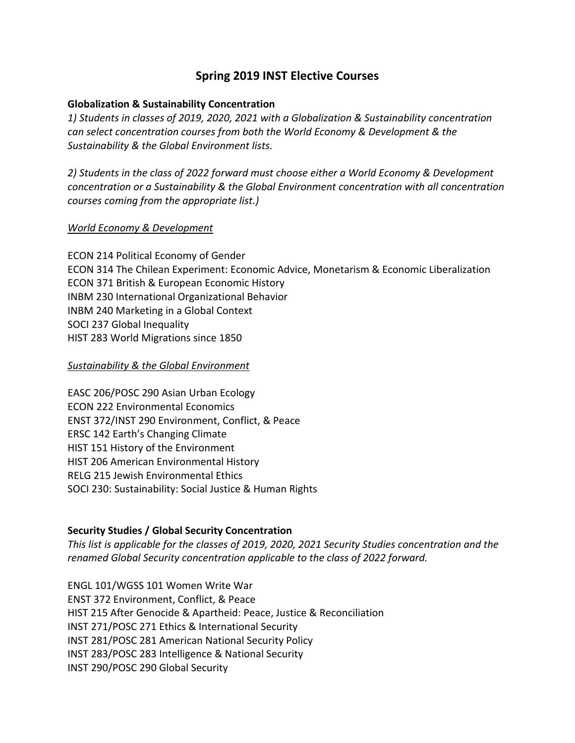# Spring 2019 INST Elective Courses

**Globalization & Sustainability Concentration**

*1) Students in classes of 2019, 2020, 2021 with a Globalization & Sustainability concentration can select concentration courses from both the World Economy & Development & the Sustainability & the Global Environment lists.*

*2) Students in the class of 2022 forward must choose either a World Economy & Development concentration or a Sustainability & the Global Environment concentration with all concentration courses coming from the appropriate list.)*

*World Economy & Development*

ECON 214 Political Economy of Gender
ECON 314 The Chilean Experiment: Economic Advice, Monetarism & Economic Liberalization
ECON 371 British & European Economic History
INBM 230 International Organizational Behavior
INBM 240 Marketing in a Global Context
SOCI 237 Global Inequality
HIST 283 World Migrations since 1850

*Sustainability & the Global Environment*

EASC 206/POSC 290 Asian Urban Ecology
ECON 222 Environmental Economics
ENST 372/INST 290 Environment, Conflict, & Peace
ERSC 142 Earth's Changing Climate
HIST 151 History of the Environment
HIST 206 American Environmental History
RELG 215 Jewish Environmental Ethics
SOCI 230: Sustainability: Social Justice & Human Rights

**Security Studies / Global Security Concentration**

*This list is applicable for the classes of 2019, 2020, 2021 Security Studies concentration and the renamed Global Security concentration applicable to the class of 2022 forward.*

ENGL 101/WGSS 101 Women Write War
ENST 372 Environment, Conflict, & Peace
HIST 215 After Genocide & Apartheid: Peace, Justice & Reconciliation
INST 271/POSC 271 Ethics & International Security
INST 281/POSC 281 American National Security Policy
INST 283/POSC 283 Intelligence & National Security
INST 290/POSC 290 Global Security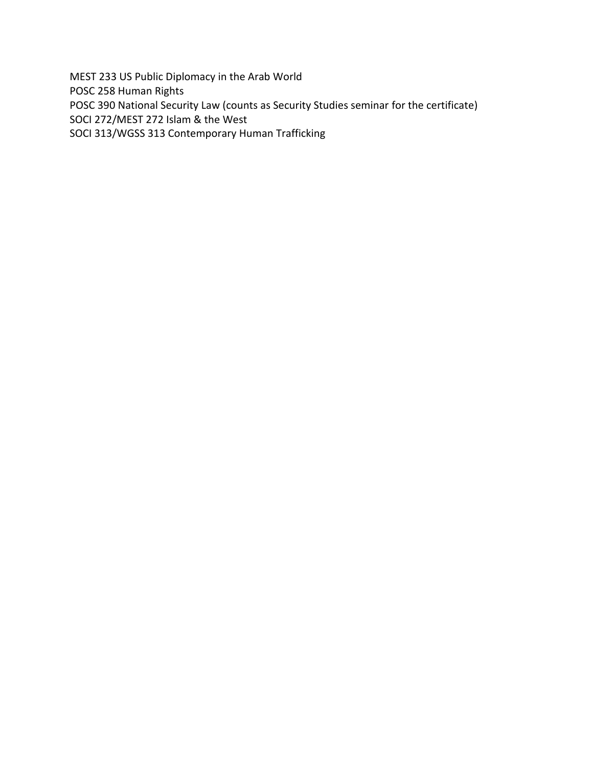MEST 233 US Public Diplomacy in the Arab World
POSC 258 Human Rights
POSC 390 National Security Law (counts as Security Studies seminar for the certificate)
SOCI 272/MEST 272 Islam & the West
SOCI 313/WGSS 313 Contemporary Human Trafficking